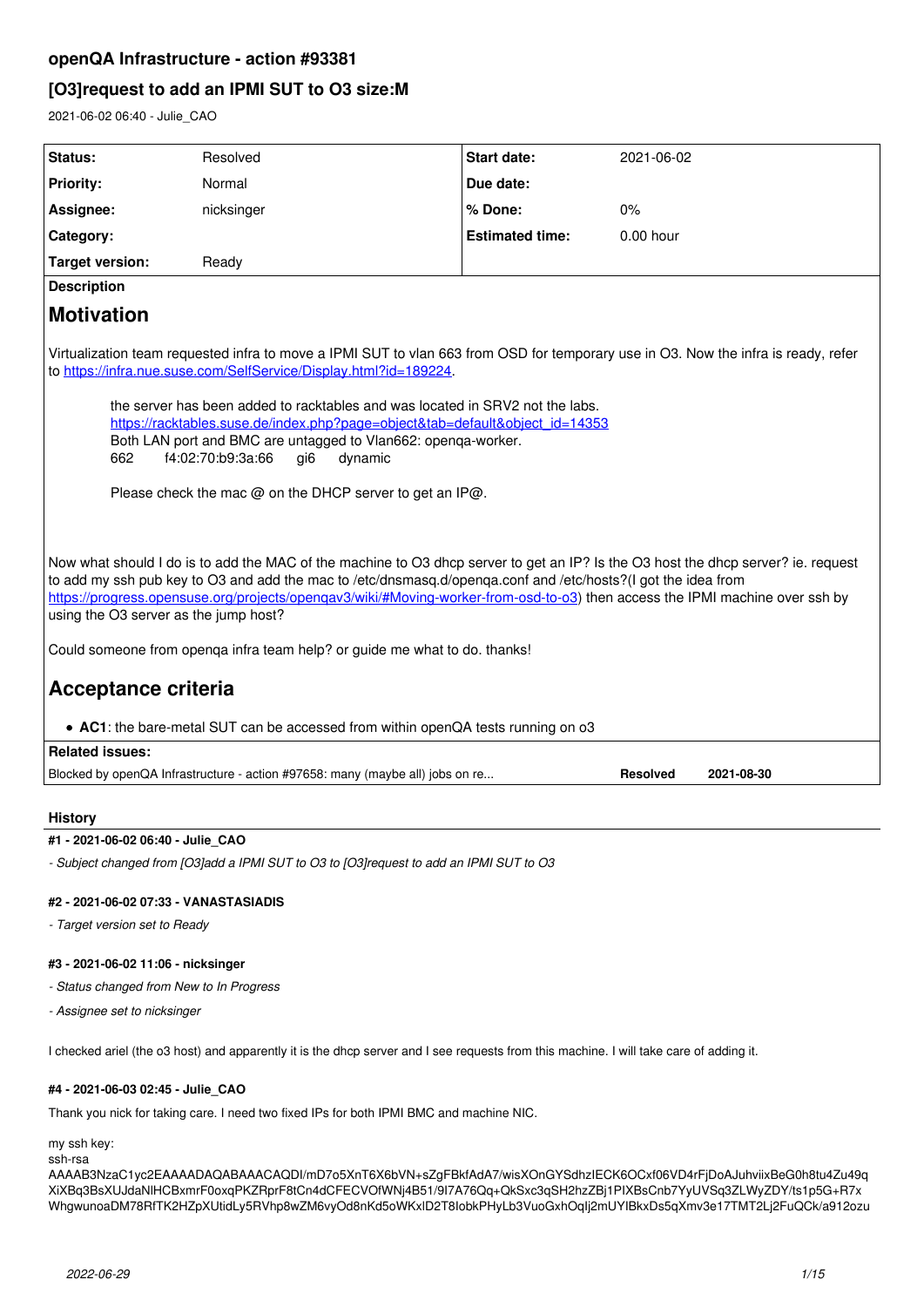## openQA Infrastructure - action #93381

# [O3]request to add an IPMI SUT to O3 size:M

2021-06-02 06:40 - Julie_CAO

| | | | |
|---|---|---|---|
| **Status:** | Resolved | **Start date:** | 2021-06-02 |
| **Priority:** | Normal | **Due date:** | |
| **Assignee:** | nicksinger | **% Done:** | 0% |
| **Category:** | | **Estimated time:** | 0.00 hour |
| **Target version:** | Ready | | |

**Description**

## Motivation

Virtualization team requested infra to move a IPMI SUT to vlan 663 from OSD for temporary use in O3. Now the infra is ready, refer to https://infra.nue.suse.com/SelfService/Display.html?id=189224.

> the server has been added to racktables and was located in SRV2 not the labs.
> https://racktables.suse.de/index.php?page=object&tab=default&object_id=14353
> Both LAN port and BMC are untagged to Vlan662: openqa-worker.
> 662 f4:02:70:b9:3a:66 gi6 dynamic
>
> Please check the mac @ on the DHCP server to get an IP@.

Now what should I do is to add the MAC of the machine to O3 dhcp server to get an IP? Is the O3 host the dhcp server? ie. request to add my ssh pub key to O3 and add the mac to /etc/dnsmasq.d/openqa.conf and /etc/hosts?(I got the idea from https://progress.opensuse.org/projects/openqav3/wiki/#Moving-worker-from-osd-to-o3) then access the IPMI machine over ssh by using the O3 server as the jump host?

Could someone from openqa infra team help? or guide me what to do. thanks!

## Acceptance criteria

- **AC1**: the bare-metal SUT can be accessed from within openQA tests running on o3

**Related issues:**

| | | |
|---|---|---|
| Blocked by openQA Infrastructure - action #97658: many (maybe all) jobs on re... | **Resolved** | **2021-08-30** |

### History

#### #1 - 2021-06-02 06:40 - Julie_CAO

*- Subject changed from [O3]add a IPMI SUT to O3 to [O3]request to add an IPMI SUT to O3*

#### #2 - 2021-06-02 07:33 - VANASTASIADIS

*- Target version set to Ready*

#### #3 - 2021-06-02 11:06 - nicksinger

*- Status changed from New to In Progress*

*- Assignee set to nicksinger*

I checked ariel (the o3 host) and apparently it is the dhcp server and I see requests from this machine. I will take care of adding it.

#### #4 - 2021-06-03 02:45 - Julie_CAO

Thank you nick for taking care. I need two fixed IPs for both IPMI BMC and machine NIC.

my ssh key:
ssh-rsa
AAAAB3NzaC1yc2EAAAADAQABAAACAQDI/mD7o5XnT6X6bVN+sZgFBkfAdA7/wisXOnGYSdhzIECK6OCxf06VD4rFjDoAJuhviixBeG0h8tu4Zu49qXiXBq3BsXUJdaNlHCBxmrF0oxqPKZRprF8tCn4dCFECVOfWNj4B51/9I7A76Qq+QkSxc3qSH2hzZBj1PIXBsCnb7YyUVSq3ZLWyZDY/ts1p5G+R7xWhgwunoaDM78RfTK2HZpXUtidLy5RVhp8wZM6vyOd8nKd5oWKxlD2T8IobkPHyLb3VuoGxhOqIj2mUYIBkxDs5qXmv3e17TMT2Lj2FuQCk/a912ozu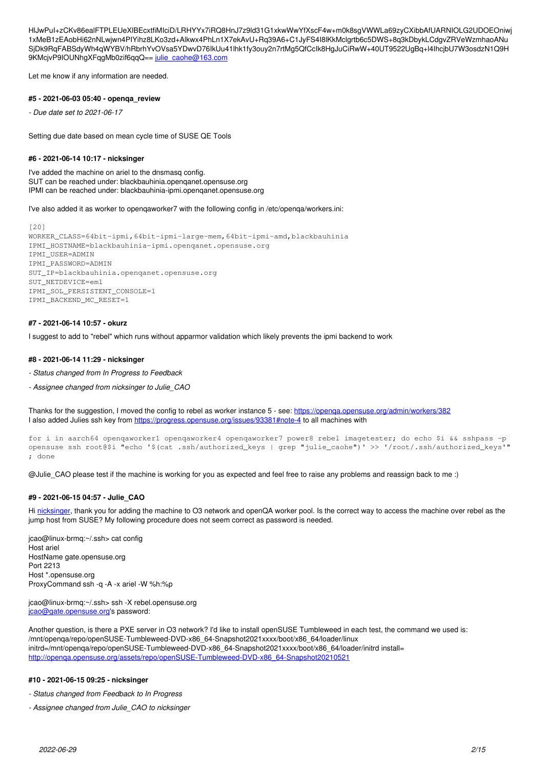HlJwPuI+zCKv86ealFTPLEUeXlBEcxtfiMlciD/LRHYYx7iRQ8HnJ7z9ld31G1xkwWwYfXscF4w+m0k8sgVWWLa69zyCXibbAfUARNIOLG2UDOEOniwj1xMeB1zEAobHi62nNLwjwn4PIYihz8LKo3zd+Alkwx4PhLn1X7ekAvU+Rq39A6+C1JyFS4I8lKkMclgrtb6c5DWS+8q3kDbykLCdgvZRVeWzmhaoANuSjDk9RqFABSdyWh4qWYBV/hRbrhYvOVsa5YDwvD76lkUu41lhk1fy3ouy2n7rtMg5QfCcIk8HgJuCiRwW+40UT9522UgBq+l4IhcjbU7W3osdzN1Q9H9KMcjvP9IOUNhgXFqgMb0zif6qqQ== julie_caohe@163.com

Let me know if any information are needed.

#### #5 - 2021-06-03 05:40 - openqa_review

- *Due date set to 2021-06-17*

Setting due date based on mean cycle time of SUSE QE Tools

#### #6 - 2021-06-14 10:17 - nicksinger

I've added the machine on ariel to the dnsmasq config.
SUT can be reached under: blackbauhinia.openqanet.opensuse.org
IPMI can be reached under: blackbauhinia-ipmi.openqanet.opensuse.org

I've also added it as worker to openqaworker7 with the following config in /etc/openqa/workers.ini:

```
[20]
WORKER_CLASS=64bit-ipmi,64bit-ipmi-large-mem,64bit-ipmi-amd,blackbauhinia
IPMI_HOSTNAME=blackbauhinia-ipmi.openqanet.opensuse.org
IPMI_USER=ADMIN
IPMI_PASSWORD=ADMIN
SUT_IP=blackbauhinia.openqanet.opensuse.org
SUT_NETDEVICE=em1
IPMI_SOL_PERSISTENT_CONSOLE=1
IPMI_BACKEND_MC_RESET=1
```

#### #7 - 2021-06-14 10:57 - okurz

I suggest to add to "rebel" which runs without apparmor validation which likely prevents the ipmi backend to work

#### #8 - 2021-06-14 11:29 - nicksinger

- *Status changed from In Progress to Feedback*
- *Assignee changed from nicksinger to Julie_CAO*

Thanks for the suggestion, I moved the config to rebel as worker instance 5 - see: https://openqa.opensuse.org/admin/workers/382
I also added Julies ssh key from https://progress.opensuse.org/issues/93381#note-4 to all machines with

```
for i in aarch64 openqaworker1 openqaworker4 openqaworker7 power8 rebel imagetester; do echo $i && sshpass -p opensuse ssh root@$i "echo '$(cat .ssh/authorized_keys | grep "julie_caohe")' >> '/root/.ssh/authorized_keys'"; done
```

@Julie_CAO please test if the machine is working for you as expected and feel free to raise any problems and reassign back to me :)

#### #9 - 2021-06-15 04:57 - Julie_CAO

Hi nicksinger, thank you for adding the machine to O3 network and openQA worker pool. Is the correct way to access the machine over rebel as the jump host from SUSE? My following procedure does not seem correct as password is needed.

jcao@linux-brmq:~/.ssh> cat config
Host ariel
HostName gate.opensuse.org
Port 2213
Host *.opensuse.org
ProxyCommand ssh -q -A -x ariel -W %h:%p

jcao@linux-brmq:~/.ssh> ssh -X rebel.opensuse.org
jcao@gate.opensuse.org's password:

Another question, is there a PXE server in O3 network? I'd like to install openSUSE Tumbleweed in each test, the command we used is:
/mnt/openqa/repo/openSUSE-Tumbleweed-DVD-x86_64-Snapshot2021xxxx/boot/x86_64/loader/linux initrd=/mnt/openqa/repo/openSUSE-Tumbleweed-DVD-x86_64-Snapshot2021xxxx/boot/x86_64/loader/initrd install=http://openqa.opensuse.org/assets/repo/openSUSE-Tumbleweed-DVD-x86_64-Snapshot20210521

#### #10 - 2021-06-15 09:25 - nicksinger

- *Status changed from Feedback to In Progress*
- *Assignee changed from Julie_CAO to nicksinger*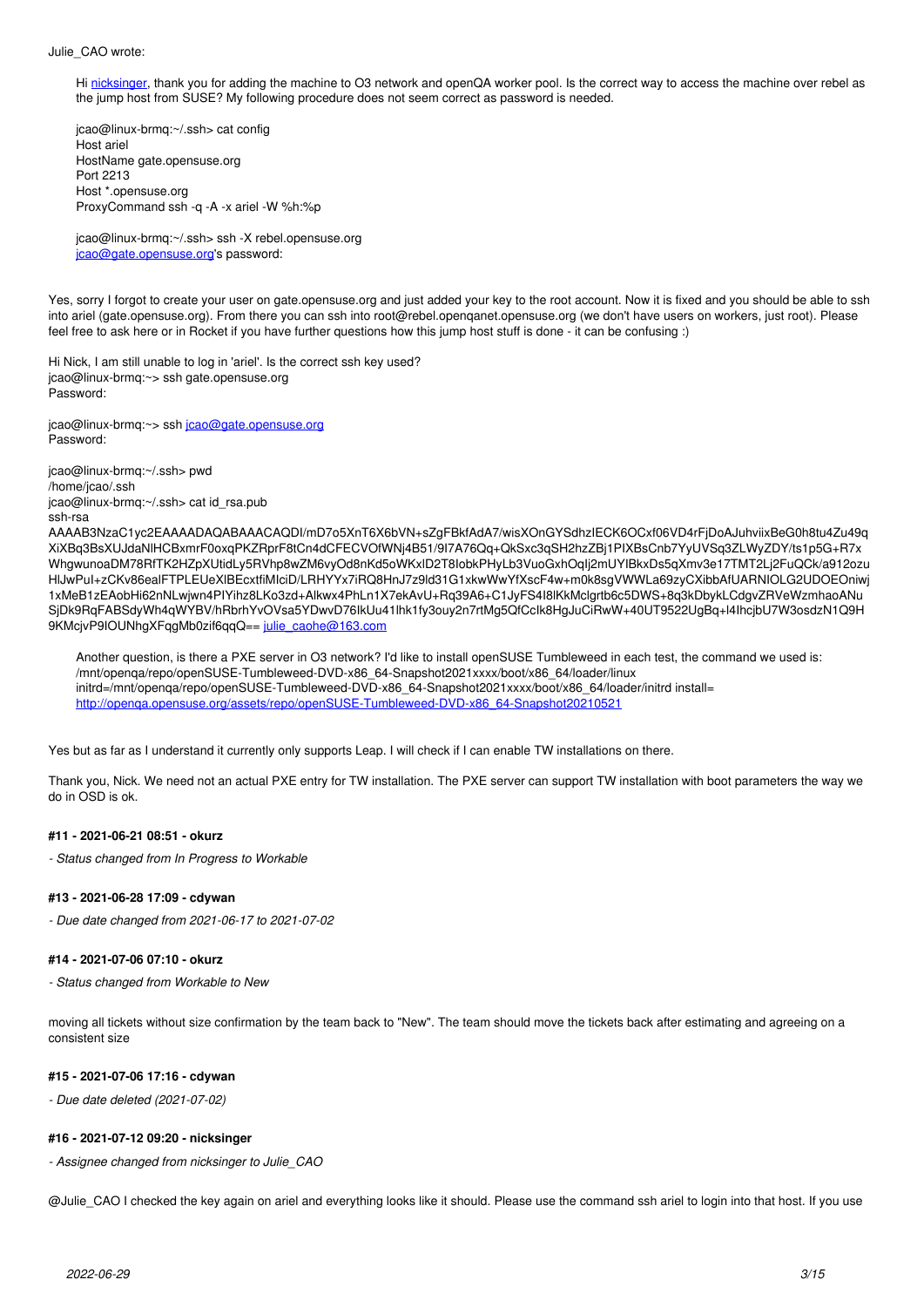Julie_CAO wrote:

> Hi nicksinger, thank you for adding the machine to O3 network and openQA worker pool. Is the correct way to access the machine over rebel as the jump host from SUSE? My following procedure does not seem correct as password is needed.
>
> jcao@linux-brmq:~/.ssh> cat config
> Host ariel
> HostName gate.opensuse.org
> Port 2213
> Host *.opensuse.org
> ProxyCommand ssh -q -A -x ariel -W %h:%p
>
> jcao@linux-brmq:~/.ssh> ssh -X rebel.opensuse.org
> jcao@gate.opensuse.org's password:

Yes, sorry I forgot to create your user on gate.opensuse.org and just added your key to the root account. Now it is fixed and you should be able to ssh into ariel (gate.opensuse.org). From there you can ssh into root@rebel.openqanet.opensuse.org (we don't have users on workers, just root). Please feel free to ask here or in Rocket if you have further questions how this jump host stuff is done - it can be confusing :)

Hi Nick, I am still unable to log in 'ariel'. Is the correct ssh key used?
jcao@linux-brmq:~> ssh gate.opensuse.org
Password:

jcao@linux-brmq:~> ssh jcao@gate.opensuse.org
Password:

jcao@linux-brmq:~/.ssh> pwd
/home/jcao/.ssh
jcao@linux-brmq:~/.ssh> cat id_rsa.pub
ssh-rsa
AAAAB3NzaC1yc2EAAAADAQABAAACAQDI/mD7o5XnT6X6bVN+sZgFBkfAdA7/wisXOnGYSdhzIECK6OCxf06VD4rFjDoAJuhviixBeG0h8tu4Zu49qXiXBq3BsXUJdaNlHCBxmrF0oxqPKZRprF8tCn4dCFECVOfWNj4B51/9I7A76Qq+QkSxc3qSH2hzZBj1PIXBsCnb7YyUVSq3ZLWyZDY/ts1p5G+R7xWhgwunoaDM78RfTK2HZpXUtidLy5RVhp8wZM6vyOd8nKd5oWKxlD2T8IobkPHyLb3VuoGxhOqIj2mUYIBkxDs5qXmv3e17TMT2Lj2FuQCk/a912ozuHlJwPuI+zCKv86eaIFTPLEUeXlBEcxtfiMlciD/LRHYYx7iRQ8HnJ7z9ld31G1xkwWwYfXscF4w+m0k8sgVWWLa69yzCXibbAfUARNIOLG2UDOEOniwj1xMeB1zEAobHi62nNLwjwn4PIYihz8LKo3zd+Alkwx4PhLn1X7ekAvU+Rq39A6+C1JyFS4I8lKkMclgrtb6c5DWS+8q3kDbykLCdgvZRVeWzmhaoANuSjDk9RqFABSdyWh4qWYBV/hRbrhYvOVsa5YDwvD76lkUu41lhk1fy3ouy2n7rtMg5QfCcIk8HgJuCiRwW+40UT9522UgBq+l4IhcjbU7W3osdzN1Q9H9KMcjvP9lOUNhgXFqgMb0zif6qqQ== julie_caohe@163.com

> Another question, is there a PXE server in O3 network? I'd like to install openSUSE Tumbleweed in each test, the command we used is:
> /mnt/openqa/repo/openSUSE-Tumbleweed-DVD-x86_64-Snapshot2021xxxx/boot/x86_64/loader/linux
> initrd=/mnt/openqa/repo/openSUSE-Tumbleweed-DVD-x86_64-Snapshot2021xxxx/boot/x86_64/loader/initrd install=
> http://openqa.opensuse.org/assets/repo/openSUSE-Tumbleweed-DVD-x86_64-Snapshot20210521

Yes but as far as I understand it currently only supports Leap. I will check if I can enable TW installations on there.

Thank you, Nick. We need not an actual PXE entry for TW installation. The PXE server can support TW installation with boot parameters the way we do in OSD is ok.

#### #11 - 2021-06-21 08:51 - okurz

*- Status changed from In Progress to Workable*

#### #13 - 2021-06-28 17:09 - cdywan

*- Due date changed from 2021-06-17 to 2021-07-02*

#### #14 - 2021-07-06 07:10 - okurz

*- Status changed from Workable to New*

moving all tickets without size confirmation by the team back to "New". The team should move the tickets back after estimating and agreeing on a consistent size

#### #15 - 2021-07-06 17:16 - cdywan

*- Due date deleted (2021-07-02)*

#### #16 - 2021-07-12 09:20 - nicksinger

*- Assignee changed from nicksinger to Julie_CAO*

@Julie_CAO I checked the key again on ariel and everything looks like it should. Please use the command ssh ariel to login into that host. If you use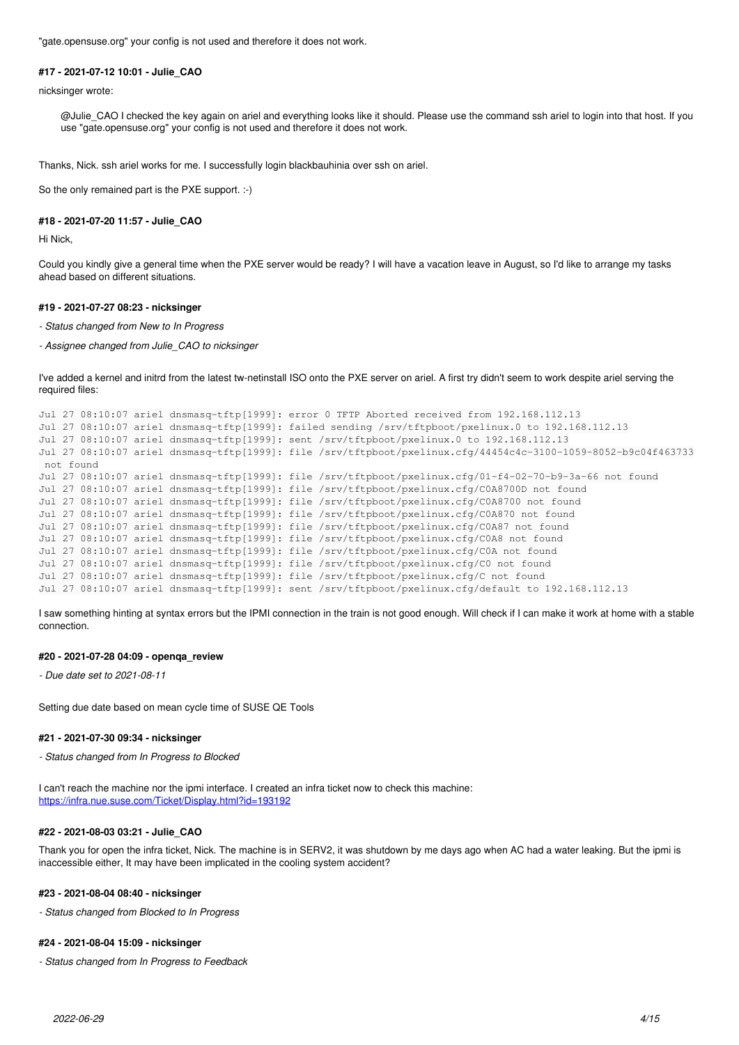"gate.opensuse.org" your config is not used and therefore it does not work.

#### #17 - 2021-07-12 10:01 - Julie_CAO

nicksinger wrote:

> @Julie_CAO I checked the key again on ariel and everything looks like it should. Please use the command ssh ariel to login into that host. If you use "gate.opensuse.org" your config is not used and therefore it does not work.

Thanks, Nick. ssh ariel works for me. I successfully login blackbauhinia over ssh on ariel.

So the only remained part is the PXE support. :-)

#### #18 - 2021-07-20 11:57 - Julie_CAO

Hi Nick,

Could you kindly give a general time when the PXE server would be ready? I will have a vacation leave in August, so I'd like to arrange my tasks ahead based on different situations.

#### #19 - 2021-07-27 08:23 - nicksinger

- *Status changed from New to In Progress*
- *Assignee changed from Julie_CAO to nicksinger*

I've added a kernel and initrd from the latest tw-netinstall ISO onto the PXE server on ariel. A first try didn't seem to work despite ariel serving the required files:

```
Jul 27 08:10:07 ariel dnsmasq-tftp[1999]: error 0 TFTP Aborted received from 192.168.112.13
Jul 27 08:10:07 ariel dnsmasq-tftp[1999]: failed sending /srv/tftpboot/pxelinux.0 to 192.168.112.13
Jul 27 08:10:07 ariel dnsmasq-tftp[1999]: sent /srv/tftpboot/pxelinux.0 to 192.168.112.13
Jul 27 08:10:07 ariel dnsmasq-tftp[1999]: file /srv/tftpboot/pxelinux.cfg/44454c4c-3100-1059-8052-b9c04f463733
 not found
Jul 27 08:10:07 ariel dnsmasq-tftp[1999]: file /srv/tftpboot/pxelinux.cfg/01-f4-02-70-b9-3a-66 not found
Jul 27 08:10:07 ariel dnsmasq-tftp[1999]: file /srv/tftpboot/pxelinux.cfg/C0A8700D not found
Jul 27 08:10:07 ariel dnsmasq-tftp[1999]: file /srv/tftpboot/pxelinux.cfg/C0A8700 not found
Jul 27 08:10:07 ariel dnsmasq-tftp[1999]: file /srv/tftpboot/pxelinux.cfg/C0A870 not found
Jul 27 08:10:07 ariel dnsmasq-tftp[1999]: file /srv/tftpboot/pxelinux.cfg/C0A87 not found
Jul 27 08:10:07 ariel dnsmasq-tftp[1999]: file /srv/tftpboot/pxelinux.cfg/C0A8 not found
Jul 27 08:10:07 ariel dnsmasq-tftp[1999]: file /srv/tftpboot/pxelinux.cfg/C0A not found
Jul 27 08:10:07 ariel dnsmasq-tftp[1999]: file /srv/tftpboot/pxelinux.cfg/C0 not found
Jul 27 08:10:07 ariel dnsmasq-tftp[1999]: file /srv/tftpboot/pxelinux.cfg/C not found
Jul 27 08:10:07 ariel dnsmasq-tftp[1999]: sent /srv/tftpboot/pxelinux.cfg/default to 192.168.112.13
```

I saw something hinting at syntax errors but the IPMI connection in the train is not good enough. Will check if I can make it work at home with a stable connection.

#### #20 - 2021-07-28 04:09 - openqa_review

- *Due date set to 2021-08-11*

Setting due date based on mean cycle time of SUSE QE Tools

#### #21 - 2021-07-30 09:34 - nicksinger

- *Status changed from In Progress to Blocked*

I can't reach the machine nor the ipmi interface. I created an infra ticket now to check this machine:
https://infra.nue.suse.com/Ticket/Display.html?id=193192

#### #22 - 2021-08-03 03:21 - Julie_CAO

Thank you for open the infra ticket, Nick. The machine is in SERV2, it was shutdown by me days ago when AC had a water leaking. But the ipmi is inaccessible either, It may have been implicated in the cooling system accident?

#### #23 - 2021-08-04 08:40 - nicksinger

- *Status changed from Blocked to In Progress*

#### #24 - 2021-08-04 15:09 - nicksinger

- *Status changed from In Progress to Feedback*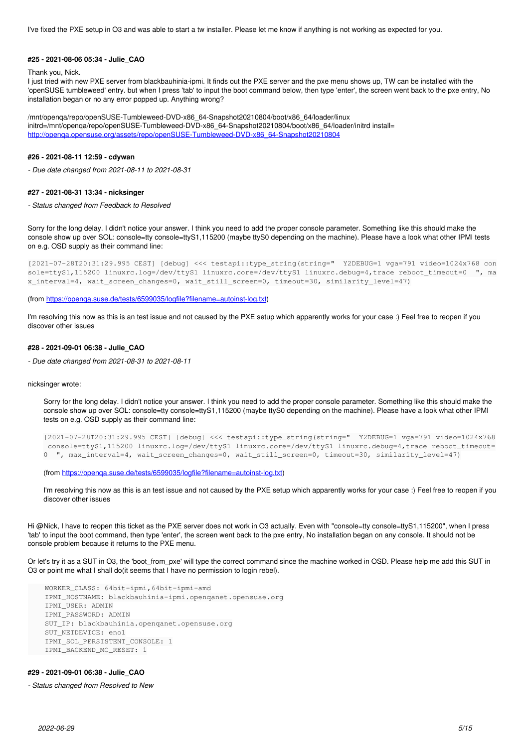I've fixed the PXE setup in O3 and was able to start a tw installer. Please let me know if anything is not working as expected for you.

#### #25 - 2021-08-06 05:34 - Julie_CAO

Thank you, Nick.
I just tried with new PXE server from blackbauhinia-ipmi. It finds out the PXE server and the pxe menu shows up, TW can be installed with the 'openSUSE tumbleweed' entry. but when I press 'tab' to input the boot command below, then type 'enter', the screen went back to the pxe entry, No installation began or no any error popped up. Anything wrong?

/mnt/openqa/repo/openSUSE-Tumbleweed-DVD-x86_64-Snapshot20210804/boot/x86_64/loader/linux initrd=/mnt/openqa/repo/openSUSE-Tumbleweed-DVD-x86_64-Snapshot20210804/boot/x86_64/loader/initrd install= http://openqa.opensuse.org/assets/repo/openSUSE-Tumbleweed-DVD-x86_64-Snapshot20210804

#### #26 - 2021-08-11 12:59 - cdywan

*- Due date changed from 2021-08-11 to 2021-08-31*

#### #27 - 2021-08-31 13:34 - nicksinger

*- Status changed from Feedback to Resolved*

Sorry for the long delay. I didn't notice your answer. I think you need to add the proper console parameter. Something like this should make the console show up over SOL: console=tty console=ttyS1,115200 (maybe ttyS0 depending on the machine). Please have a look what other IPMI tests on e.g. OSD supply as their command line:

```
[2021-07-28T20:31:29.995 CEST] [debug] <<< testapi::type_string(string="  Y2DEBUG=1 vga=791 video=1024x768 console=ttyS1,115200 linuxrc.log=/dev/ttyS1 linuxrc.core=/dev/ttyS1 linuxrc.debug=4,trace reboot_timeout=0  ", max_interval=4, wait_screen_changes=0, wait_still_screen=0, timeout=30, similarity_level=47)
```

(from https://openqa.suse.de/tests/6599035/logfile?filename=autoinst-log.txt)

I'm resolving this now as this is an test issue and not caused by the PXE setup which apparently works for your case :) Feel free to reopen if you discover other issues

#### #28 - 2021-09-01 06:38 - Julie_CAO

*- Due date changed from 2021-08-31 to 2021-08-11*

nicksinger wrote:

> Sorry for the long delay. I didn't notice your answer. I think you need to add the proper console parameter. Something like this should make the console show up over SOL: console=tty console=ttyS1,115200 (maybe ttyS0 depending on the machine). Please have a look what other IPMI tests on e.g. OSD supply as their command line:
>
> ```
> [2021-07-28T20:31:29.995 CEST] [debug] <<< testapi::type_string(string="  Y2DEBUG=1 vga=791 video=1024x768 console=ttyS1,115200 linuxrc.log=/dev/ttyS1 linuxrc.core=/dev/ttyS1 linuxrc.debug=4,trace reboot_timeout=0  ", max_interval=4, wait_screen_changes=0, wait_still_screen=0, timeout=30, similarity_level=47)
> ```
>
> (from https://openqa.suse.de/tests/6599035/logfile?filename=autoinst-log.txt)
>
> I'm resolving this now as this is an test issue and not caused by the PXE setup which apparently works for your case :) Feel free to reopen if you discover other issues

Hi @Nick, I have to reopen this ticket as the PXE server does not work in O3 actually. Even with "console=tty console=ttyS1,115200", when I press 'tab' to input the boot command, then type 'enter', the screen went back to the pxe entry, No installation began on any console. It should not be console problem because it returns to the PXE menu.

Or let's try it as a SUT in O3, the 'boot_from_pxe' will type the correct command since the machine worked in OSD. Please help me add this SUT in O3 or point me what I shall do(it seems that I have no permission to login rebel).

```
WORKER_CLASS: 64bit-ipmi,64bit-ipmi-amd
IPMI_HOSTNAME: blackbauhinia-ipmi.openqanet.opensuse.org
IPMI_USER: ADMIN
IPMI_PASSWORD: ADMIN
SUT_IP: blackbauhinia.openqanet.opensuse.org
SUT_NETDEVICE: eno1
IPMI_SOL_PERSISTENT_CONSOLE: 1
IPMI_BACKEND_MC_RESET: 1
```

#### #29 - 2021-09-01 06:38 - Julie_CAO

*- Status changed from Resolved to New*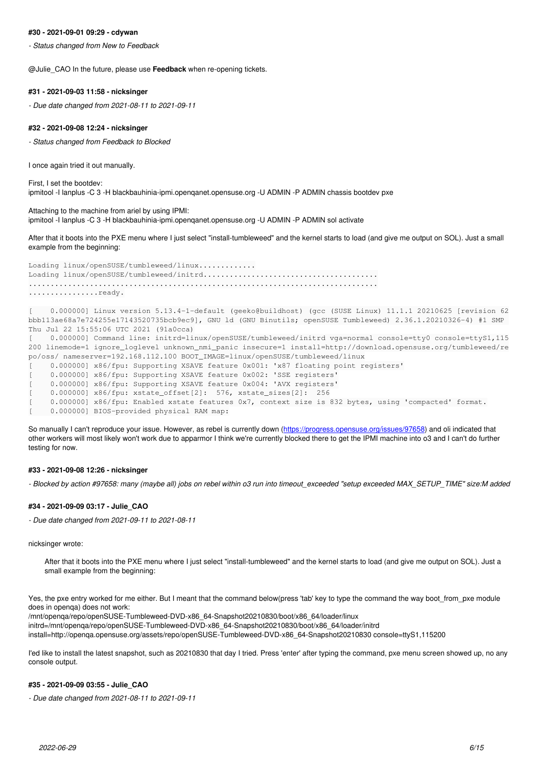#### #30 - 2021-09-01 09:29 - cdywan

*- Status changed from New to Feedback*

@Julie_CAO In the future, please use **Feedback** when re-opening tickets.

#### #31 - 2021-09-03 11:58 - nicksinger

*- Due date changed from 2021-08-11 to 2021-09-11*

#### #32 - 2021-09-08 12:24 - nicksinger

*- Status changed from Feedback to Blocked*

I once again tried it out manually.

First, I set the bootdev:
ipmitool -I lanplus -C 3 -H blackbauhinia-ipmi.openqanet.opensuse.org -U ADMIN -P ADMIN chassis bootdev pxe

Attaching to the machine from ariel by using IPMI:
ipmitool -I lanplus -C 3 -H blackbauhinia-ipmi.openqanet.opensuse.org -U ADMIN -P ADMIN sol activate

After that it boots into the PXE menu where I just select "install-tumbleweed" and the kernel starts to load (and give me output on SOL). Just a small example from the beginning:

```
Loading linux/openSUSE/tumbleweed/linux.............
Loading linux/openSUSE/tumbleweed/initrd.......................................
.............................................................................
................ready.

[    0.000000] Linux version 5.13.4-1-default (geeko@buildhost) (gcc (SUSE Linux) 11.1.1 20210625 [revision 62
bbb113ae68a7e724255e17143520735bcb9ec9], GNU ld (GNU Binutils; openSUSE Tumbleweed) 2.36.1.20210326-4) #1 SMP
Thu Jul 22 15:55:06 UTC 2021 (91a0cca)
[    0.000000] Command line: initrd=linux/openSUSE/tumbleweed/initrd vga=normal console=tty0 console=ttyS1,115
200 linemode=1 ignore_loglevel unknown_nmi_panic insecure=1 install=http://download.opensuse.org/tumbleweed/re
po/oss/ nameserver=192.168.112.100 BOOT_IMAGE=linux/openSUSE/tumbleweed/linux
[    0.000000] x86/fpu: Supporting XSAVE feature 0x001: 'x87 floating point registers'
[    0.000000] x86/fpu: Supporting XSAVE feature 0x002: 'SSE registers'
[    0.000000] x86/fpu: Supporting XSAVE feature 0x004: 'AVX registers'
[    0.000000] x86/fpu: xstate_offset[2]:  576, xstate_sizes[2]:  256
[    0.000000] x86/fpu: Enabled xstate features 0x7, context size is 832 bytes, using 'compacted' format.
[    0.000000] BIOS-provided physical RAM map:
```

So manually I can't reproduce your issue. However, as rebel is currently down (https://progress.opensuse.org/issues/97658) and oli indicated that other workers will most likely won't work due to apparmor I think we're currently blocked there to get the IPMI machine into o3 and I can't do further testing for now.

#### #33 - 2021-09-08 12:26 - nicksinger

*- Blocked by action #97658: many (maybe all) jobs on rebel within o3 run into timeout_exceeded "setup exceeded MAX_SETUP_TIME" size:M added*

#### #34 - 2021-09-09 03:17 - Julie_CAO

*- Due date changed from 2021-09-11 to 2021-08-11*

nicksinger wrote:

> After that it boots into the PXE menu where I just select "install-tumbleweed" and the kernel starts to load (and give me output on SOL). Just a small example from the beginning:

Yes, the pxe entry worked for me either. But I meant that the command below(press 'tab' key to type the command the way boot_from_pxe module does in openqa) does not work:
/mnt/openqa/repo/openSUSE-Tumbleweed-DVD-x86_64-Snapshot20210830/boot/x86_64/loader/linux
initrd=/mnt/openqa/repo/openSUSE-Tumbleweed-DVD-x86_64-Snapshot20210830/boot/x86_64/loader/initrd
install=http://openqa.opensuse.org/assets/repo/openSUSE-Tumbleweed-DVD-x86_64-Snapshot20210830 console=ttyS1,115200

I'ed like to install the latest snapshot, such as 20210830 that day I tried. Press 'enter' after typing the command, pxe menu screen showed up, no any console output.

#### #35 - 2021-09-09 03:55 - Julie_CAO

*- Due date changed from 2021-08-11 to 2021-09-11*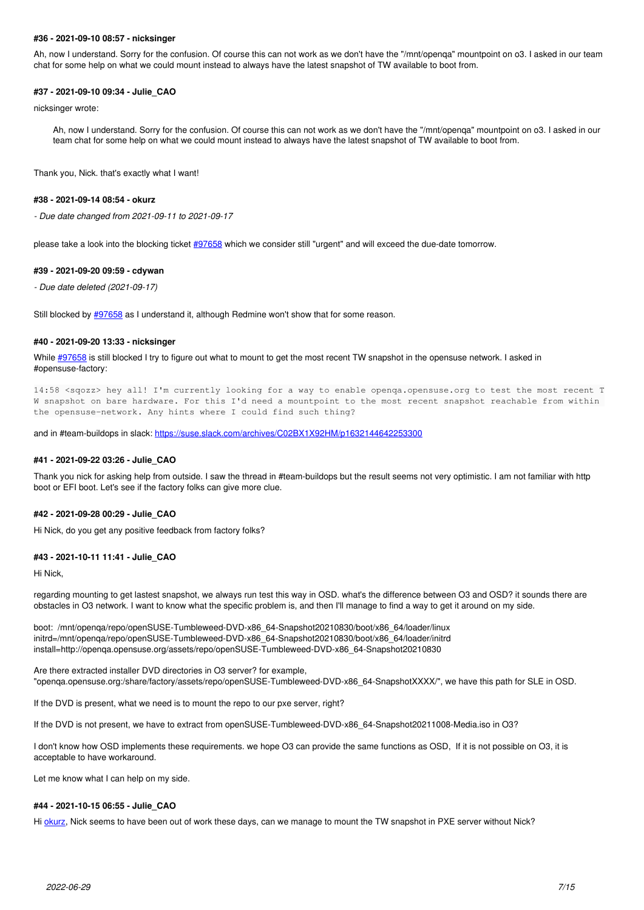#### #36 - 2021-09-10 08:57 - nicksinger

Ah, now I understand. Sorry for the confusion. Of course this can not work as we don't have the "/mnt/openqa" mountpoint on o3. I asked in our team chat for some help on what we could mount instead to always have the latest snapshot of TW available to boot from.

#### #37 - 2021-09-10 09:34 - Julie_CAO

nicksinger wrote:

> Ah, now I understand. Sorry for the confusion. Of course this can not work as we don't have the "/mnt/openqa" mountpoint on o3. I asked in our team chat for some help on what we could mount instead to always have the latest snapshot of TW available to boot from.

Thank you, Nick. that's exactly what I want!

#### #38 - 2021-09-14 08:54 - okurz

*- Due date changed from 2021-09-11 to 2021-09-17*

please take a look into the blocking ticket #97658 which we consider still "urgent" and will exceed the due-date tomorrow.

#### #39 - 2021-09-20 09:59 - cdywan

*- Due date deleted (2021-09-17)*

Still blocked by #97658 as I understand it, although Redmine won't show that for some reason.

#### #40 - 2021-09-20 13:33 - nicksinger

While #97658 is still blocked I try to figure out what to mount to get the most recent TW snapshot in the opensuse network. I asked in #opensuse-factory:

```
14:58 <sqozz> hey all! I'm currently looking for a way to enable openqa.opensuse.org to test the most recent T
W snapshot on bare hardware. For this I'd need a mountpoint to the most recent snapshot reachable from within
the opensuse-network. Any hints where I could find such thing?
```

and in #team-buildops in slack: https://suse.slack.com/archives/C02BX1X92HM/p1632144642253300

#### #41 - 2021-09-22 03:26 - Julie_CAO

Thank you nick for asking help from outside. I saw the thread in #team-buildops but the result seems not very optimistic. I am not familiar with http boot or EFI boot. Let's see if the factory folks can give more clue.

#### #42 - 2021-09-28 00:29 - Julie_CAO

Hi Nick, do you get any positive feedback from factory folks?

#### #43 - 2021-10-11 11:41 - Julie_CAO

Hi Nick,

regarding mounting to get lastest snapshot, we always run test this way in OSD. what's the difference between O3 and OSD? it sounds there are obstacles in O3 network. I want to know what the specific problem is, and then I'll manage to find a way to get it around on my side.

boot: /mnt/openqa/repo/openSUSE-Tumbleweed-DVD-x86_64-Snapshot20210830/boot/x86_64/loader/linux
initrd=/mnt/openqa/repo/openSUSE-Tumbleweed-DVD-x86_64-Snapshot20210830/boot/x86_64/loader/initrd
install=http://openqa.opensuse.org/assets/repo/openSUSE-Tumbleweed-DVD-x86_64-Snapshot20210830

Are there extracted installer DVD directories in O3 server? for example, "openqa.opensuse.org:/share/factory/assets/repo/openSUSE-Tumbleweed-DVD-x86_64-SnapshotXXXX/", we have this path for SLE in OSD.

If the DVD is present, what we need is to mount the repo to our pxe server, right?

If the DVD is not present, we have to extract from openSUSE-Tumbleweed-DVD-x86_64-Snapshot20211008-Media.iso in O3?

I don't know how OSD implements these requirements. we hope O3 can provide the same functions as OSD, If it is not possible on O3, it is acceptable to have workaround.

Let me know what I can help on my side.

#### #44 - 2021-10-15 06:55 - Julie_CAO

Hi okurz, Nick seems to have been out of work these days, can we manage to mount the TW snapshot in PXE server without Nick?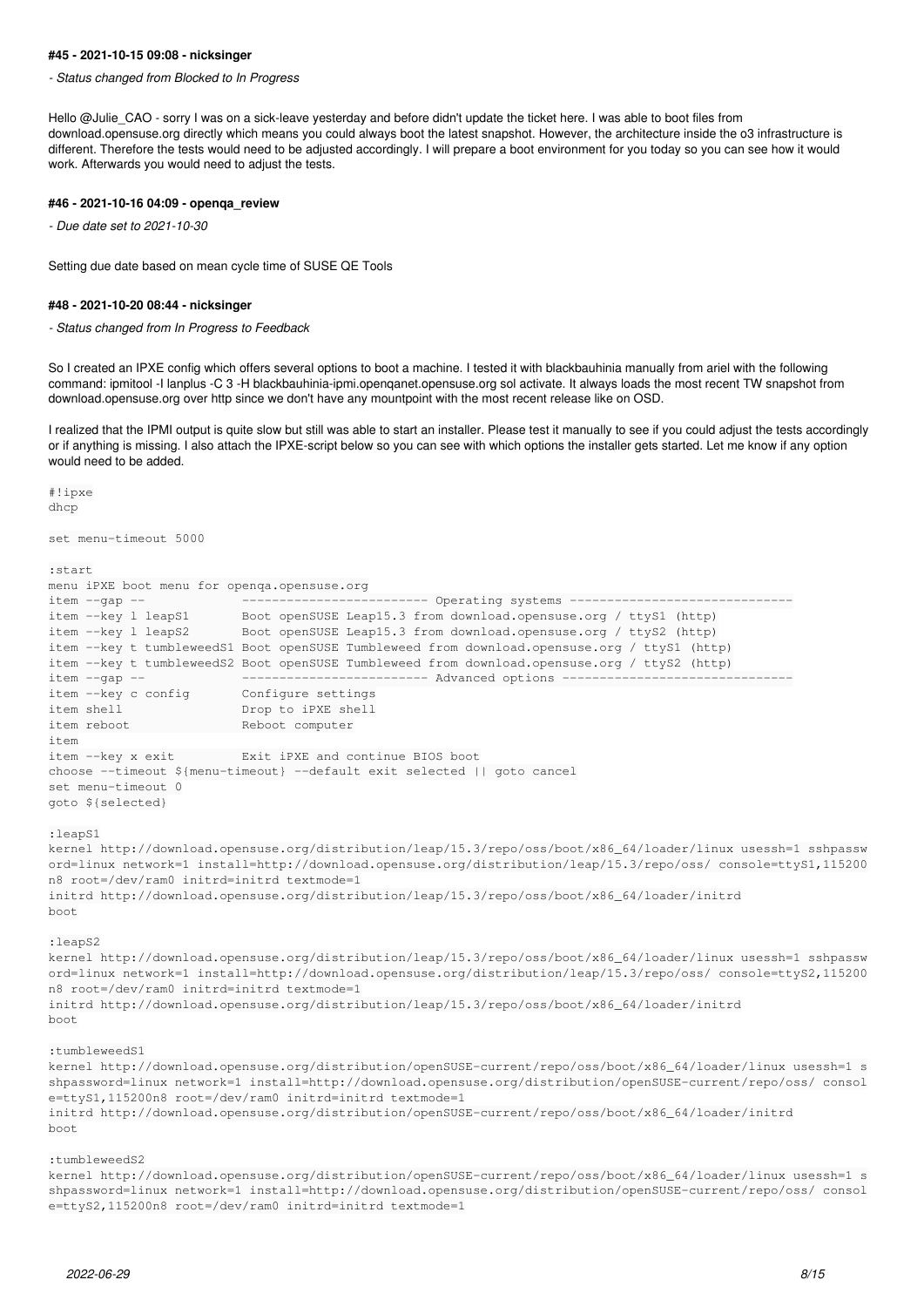#### #45 - 2021-10-15 09:08 - nicksinger

*- Status changed from Blocked to In Progress*

Hello @Julie_CAO - sorry I was on a sick-leave yesterday and before didn't update the ticket here. I was able to boot files from download.opensuse.org directly which means you could always boot the latest snapshot. However, the architecture inside the o3 infrastructure is different. Therefore the tests would need to be adjusted accordingly. I will prepare a boot environment for you today so you can see how it would work. Afterwards you would need to adjust the tests.

#### #46 - 2021-10-16 04:09 - openqa_review

*- Due date set to 2021-10-30*

Setting due date based on mean cycle time of SUSE QE Tools

#### #48 - 2021-10-20 08:44 - nicksinger

*- Status changed from In Progress to Feedback*

So I created an IPXE config which offers several options to boot a machine. I tested it with blackbauhinia manually from ariel with the following command: ipmitool -I lanplus -C 3 -H blackbauhinia-ipmi.openqanet.opensuse.org sol activate. It always loads the most recent TW snapshot from download.opensuse.org over http since we don't have any mountpoint with the most recent release like on OSD.

I realized that the IPMI output is quite slow but still was able to start an installer. Please test it manually to see if you could adjust the tests accordingly or if anything is missing. I also attach the IPXE-script below so you can see with which options the installer gets started. Let me know if any option would need to be added.

```
#!ipxe
dhcp

set menu-timeout 5000

:start
menu iPXE boot menu for openqa.opensuse.org
item --gap --             ------------------------- Operating systems ------------------------------
item --key l leapS1       Boot openSUSE Leap15.3 from download.opensuse.org / ttyS1 (http)
item --key l leapS2       Boot openSUSE Leap15.3 from download.opensuse.org / ttyS2 (http)
item --key t tumbleweedS1 Boot openSUSE Tumbleweed from download.opensuse.org / ttyS1 (http)
item --key t tumbleweedS2 Boot openSUSE Tumbleweed from download.opensuse.org / ttyS2 (http)
item --gap --             ------------------------- Advanced options -------------------------------
item --key c config       Configure settings
item shell                Drop to iPXE shell
item reboot               Reboot computer
item
item --key x exit         Exit iPXE and continue BIOS boot
choose --timeout ${menu-timeout} --default exit selected || goto cancel
set menu-timeout 0
goto ${selected}

:leapS1
kernel http://download.opensuse.org/distribution/leap/15.3/repo/oss/boot/x86_64/loader/linux usessh=1 sshpassw
ord=linux network=1 install=http://download.opensuse.org/distribution/leap/15.3/repo/oss/ console=ttyS1,115200
n8 root=/dev/ram0 initrd=initrd textmode=1
initrd http://download.opensuse.org/distribution/leap/15.3/repo/oss/boot/x86_64/loader/initrd
boot

:leapS2
kernel http://download.opensuse.org/distribution/leap/15.3/repo/oss/boot/x86_64/loader/linux usessh=1 sshpassw
ord=linux network=1 install=http://download.opensuse.org/distribution/leap/15.3/repo/oss/ console=ttyS2,115200
n8 root=/dev/ram0 initrd=initrd textmode=1
initrd http://download.opensuse.org/distribution/leap/15.3/repo/oss/boot/x86_64/loader/initrd
boot

:tumbleweedS1
kernel http://download.opensuse.org/distribution/openSUSE-current/repo/oss/boot/x86_64/loader/linux usessh=1 s
shpassword=linux network=1 install=http://download.opensuse.org/distribution/openSUSE-current/repo/oss/ consol
e=ttyS1,115200n8 root=/dev/ram0 initrd=initrd textmode=1
initrd http://download.opensuse.org/distribution/openSUSE-current/repo/oss/boot/x86_64/loader/initrd
boot

:tumbleweedS2
kernel http://download.opensuse.org/distribution/openSUSE-current/repo/oss/boot/x86_64/loader/linux usessh=1 s
shpassword=linux network=1 install=http://download.opensuse.org/distribution/openSUSE-current/repo/oss/ consol
e=ttyS2,115200n8 root=/dev/ram0 initrd=initrd textmode=1
```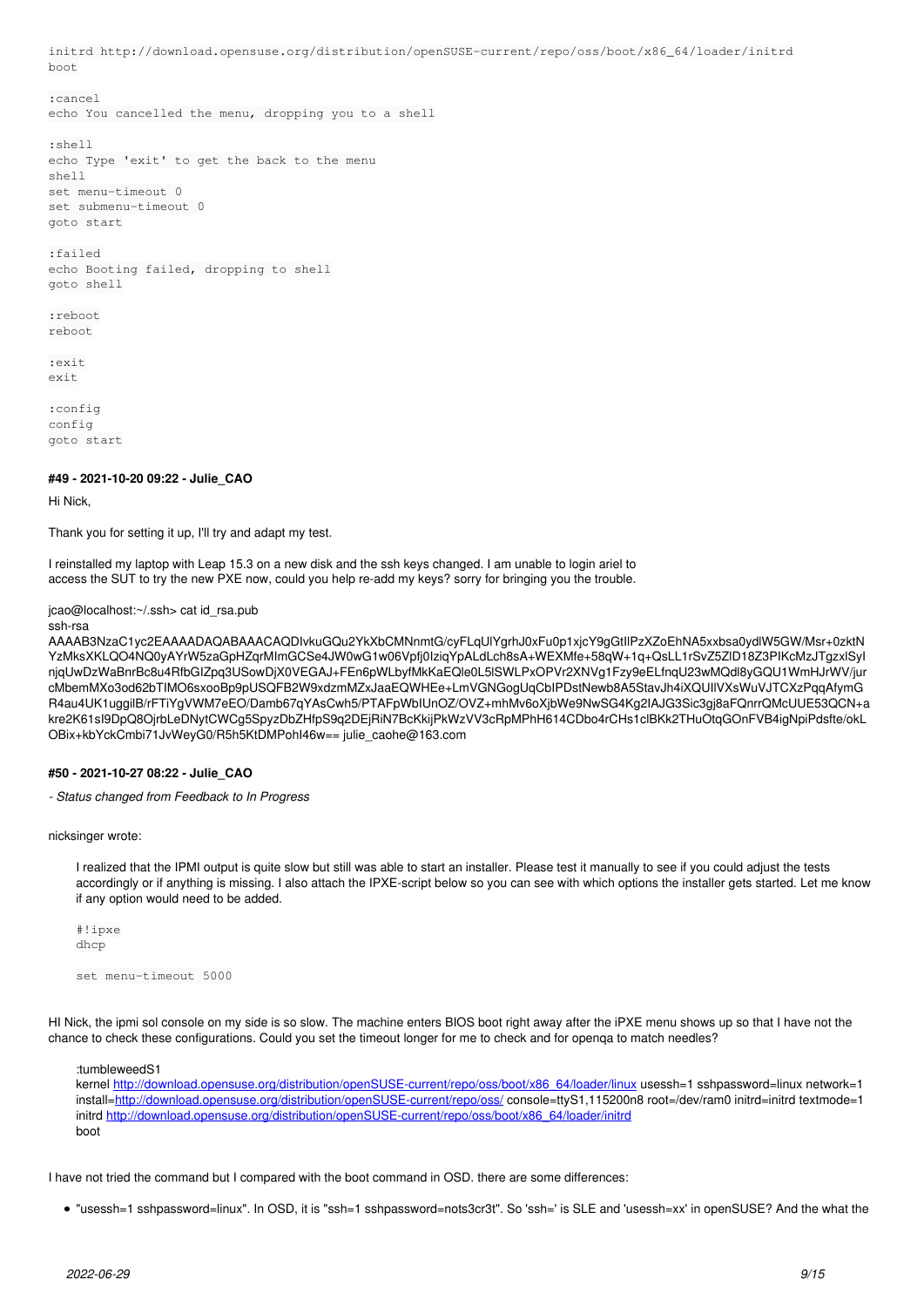```
initrd http://download.opensuse.org/distribution/openSUSE-current/repo/oss/boot/x86_64/loader/initrd
boot

:cancel
echo You cancelled the menu, dropping you to a shell

:shell
echo Type 'exit' to get the back to the menu
shell
set menu-timeout 0
set submenu-timeout 0
goto start

:failed
echo Booting failed, dropping to shell
goto shell

:reboot
reboot

:exit
exit

:config
config
goto start
```

#### #49 - 2021-10-20 09:22 - Julie_CAO

Hi Nick,

Thank you for setting it up, I'll try and adapt my test.

I reinstalled my laptop with Leap 15.3 on a new disk and the ssh keys changed. I am unable to login ariel to access the SUT to try the new PXE now, could you help re-add my keys? sorry for bringing you the trouble.

jcao@localhost:~/.ssh> cat id_rsa.pub
ssh-rsa
AAAAB3NzaC1yc2EAAAADAQABAAACAQDIvkuGQu2YkXbCMNnmtG/cyFLqUlYgrhJ0xFu0p1xjcY9gGtIlPzXZoEhNA5xxbsa0ydlW5GW/Msr+0zktNYzMksXKLQO4NQ0yAYrW5zaGpHZqrMImGCSe4JW0wG1w06Vpfj0IziqYpALdLch8sA+WEXMfe+58qW+1q+QsLL1rSvZ5ZlD18Z3PIKcMzJTgzxlSyInjqUwDzWaBnrBc8u4RfbGIZpq3USowDjX0VEGAJ+FEn6pWLbyfMkKaEQle0L5lSWLPxOPVr2XNVg1Fzy9eELfnqU23wMQdl8yGQU1WmHJrWV/jurcMbemMXo3od62bTIMO6sxooBp9pUSQFB2W9xdzmMZxJaaEQWHEe+LmVGNGogUqCbIPDstNewb8A5StavJh4iXQUIlVXsWuVJTCXzPqqAfymGR4au4UK1uggilB/rFTiYgVWM7eEO/Damb67qYAsCwh5/PTAFpWbIUnOZ/OVZ+mhMv6oXjbWe9NwSG4Kg2IAJG3Sic3gj8aFQnrrQMcUUE53QCN+akre2K61sI9DpQ8OjrbLeDNytCWCg5SpyzDbZHfpS9q2DEjRiN7BcKkijPkWzVV3cRpMPhH614CDbo4rCHs1clBKk2THuOtqGOnFVB4igNpiPdsfte/okLOBix+kbYckCmbi71JvWeyG0/R5h5KtDMPohI46w== julie_caohe@163.com

#### #50 - 2021-10-27 08:22 - Julie_CAO

*- Status changed from Feedback to In Progress*

nicksinger wrote:

> I realized that the IPMI output is quite slow but still was able to start an installer. Please test it manually to see if you could adjust the tests accordingly or if anything is missing. I also attach the IPXE-script below so you can see with which options the installer gets started. Let me know if any option would need to be added.
>
> ```
> #!ipxe
> dhcp
>
> set menu-timeout 5000
> ```

HI Nick, the ipmi sol console on my side is so slow. The machine enters BIOS boot right away after the iPXE menu shows up so that I have not the chance to check these configurations. Could you set the timeout longer for me to check and for openqa to match needles?

> :tumbleweedS1
> kernel http://download.opensuse.org/distribution/openSUSE-current/repo/oss/boot/x86_64/loader/linux usessh=1 sshpassword=linux network=1 install=http://download.opensuse.org/distribution/openSUSE-current/repo/oss/ console=ttyS1,115200n8 root=/dev/ram0 initrd=initrd textmode=1
> initrd http://download.opensuse.org/distribution/openSUSE-current/repo/oss/boot/x86_64/loader/initrd
> boot

I have not tried the command but I compared with the boot command in OSD. there are some differences:

- "usessh=1 sshpassword=linux". In OSD, it is "ssh=1 sshpassword=nots3cr3t". So 'ssh=' is SLE and 'usessh=xx' in openSUSE? And the what the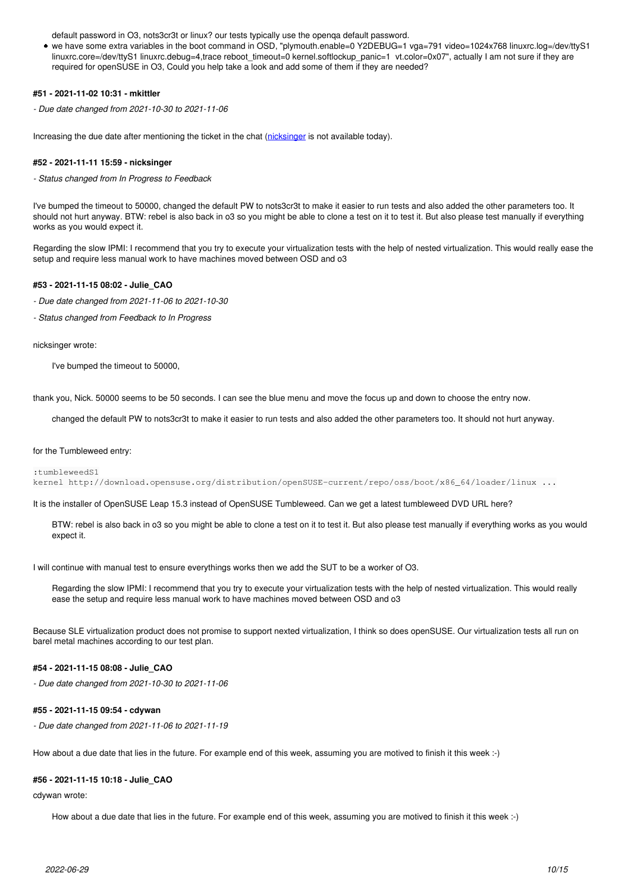default password in O3, nots3cr3t or linux? our tests typically use the openqa default password.

- we have some extra variables in the boot command in OSD, "plymouth.enable=0 Y2DEBUG=1 vga=791 video=1024x768 linuxrc.log=/dev/ttyS1 linuxrc.core=/dev/ttyS1 linuxrc.debug=4,trace reboot_timeout=0 kernel.softlockup_panic=1 vt.color=0x07", actually I am not sure if they are required for openSUSE in O3, Could you help take a look and add some of them if they are needed?

#### #51 - 2021-11-02 10:31 - mkittler

*- Due date changed from 2021-10-30 to 2021-11-06*

Increasing the due date after mentioning the ticket in the chat (nicksinger is not available today).

#### #52 - 2021-11-11 15:59 - nicksinger

*- Status changed from In Progress to Feedback*

I've bumped the timeout to 50000, changed the default PW to nots3cr3t to make it easier to run tests and also added the other parameters too. It should not hurt anyway. BTW: rebel is also back in o3 so you might be able to clone a test on it to test it. But also please test manually if everything works as you would expect it.

Regarding the slow IPMI: I recommend that you try to execute your virtualization tests with the help of nested virtualization. This would really ease the setup and require less manual work to have machines moved between OSD and o3

#### #53 - 2021-11-15 08:02 - Julie_CAO

*- Due date changed from 2021-11-06 to 2021-10-30*

*- Status changed from Feedback to In Progress*

nicksinger wrote:

> I've bumped the timeout to 50000,

thank you, Nick. 50000 seems to be 50 seconds. I can see the blue menu and move the focus up and down to choose the entry now.

> changed the default PW to nots3cr3t to make it easier to run tests and also added the other parameters too. It should not hurt anyway.

for the Tumbleweed entry:

```
:tumbleweedS1
kernel http://download.opensuse.org/distribution/openSUSE-current/repo/oss/boot/x86_64/loader/linux ...
```

It is the installer of OpenSUSE Leap 15.3 instead of OpenSUSE Tumbleweed. Can we get a latest tumbleweed DVD URL here?

> BTW: rebel is also back in o3 so you might be able to clone a test on it to test it. But also please test manually if everything works as you would expect it.

I will continue with manual test to ensure everythings works then we add the SUT to be a worker of O3.

> Regarding the slow IPMI: I recommend that you try to execute your virtualization tests with the help of nested virtualization. This would really ease the setup and require less manual work to have machines moved between OSD and o3

Because SLE virtualization product does not promise to support nexted virtualization, I think so does openSUSE. Our virtualization tests all run on barel metal machines according to our test plan.

#### #54 - 2021-11-15 08:08 - Julie_CAO

*- Due date changed from 2021-10-30 to 2021-11-06*

#### #55 - 2021-11-15 09:54 - cdywan

*- Due date changed from 2021-11-06 to 2021-11-19*

How about a due date that lies in the future. For example end of this week, assuming you are motived to finish it this week :-)

#### #56 - 2021-11-15 10:18 - Julie_CAO

cdywan wrote:

> How about a due date that lies in the future. For example end of this week, assuming you are motived to finish it this week :-)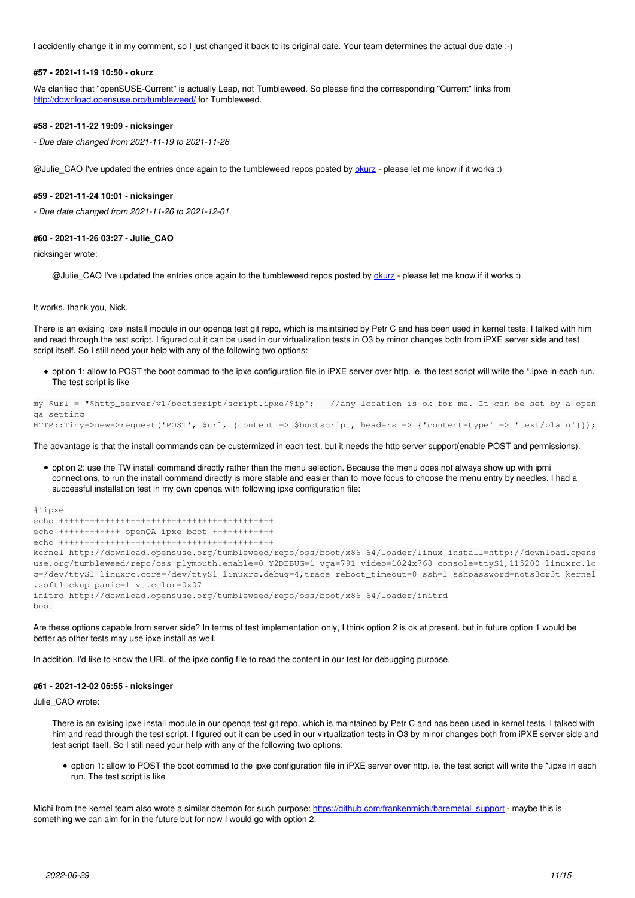I accidently change it in my comment, so I just changed it back to its original date. Your team determines the actual due date :-)

#### #57 - 2021-11-19 10:50 - okurz

We clarified that "openSUSE-Current" is actually Leap, not Tumbleweed. So please find the corresponding "Current" links from http://download.opensuse.org/tumbleweed/ for Tumbleweed.

#### #58 - 2021-11-22 19:09 - nickSinger

*- Due date changed from 2021-11-19 to 2021-11-26*

@Julie_CAO I've updated the entries once again to the tumbleweed repos posted by okurz - please let me know if it works :)

#### #59 - 2021-11-24 10:01 - nickSinger

*- Due date changed from 2021-11-26 to 2021-12-01*

#### #60 - 2021-11-26 03:27 - Julie_CAO

nicksinger wrote:

> @Julie_CAO I've updated the entries once again to the tumbleweed repos posted by okurz - please let me know if it works :)

It works. thank you, Nick.

There is an exising ipxe install module in our openqa test git repo, which is maintained by Petr C and has been used in kernel tests. I talked with him and read through the test script. I figured out it can be used in our virtualization tests in O3 by minor changes both from iPXE server side and test script itself. So I still need your help with any of the following two options:

- option 1: allow to POST the boot commad to the ipxe configuration file in iPXE server over http. ie. the test script will write the *.ipxe in each run. The test script is like

```
my $url = "$http_server/v1/bootscript/script.ipxe/$ip";   //any location is ok for me. It can be set by a open qa setting
HTTP::Tiny->new->request('POST', $url, {content => $bootscript, headers => {'content-type' => 'text/plain'}});
```

The advantage is that the install commands can be custermized in each test. but it needs the http server support(enable POST and permissions).

- option 2: use the TW install command directly rather than the menu selection. Because the menu does not always show up with ipmi connections, to run the install command directly is more stable and easier than to move focus to choose the menu entry by needles. I had a successful installation test in my own openqa with following ipxe configuration file:

```
#!ipxe
echo ++++++++++++++++++++++++++++++++++++++++++
echo ++++++++++++ openQA ipxe boot ++++++++++++
echo ++++++++++++++++++++++++++++++++++++++++++
kernel http://download.opensuse.org/tumbleweed/repo/oss/boot/x86_64/loader/linux install=http://download.opensuse.org/tumbleweed/repo/oss plymouth.enable=0 Y2DEBUG=1 vga=791 video=1024x768 console=ttyS1,115200 linuxrc.log=/dev/ttyS1 linuxrc.core=/dev/ttyS1 linuxrc.debug=4,trace reboot_timeout=0 ssh=1 sshpassword=nots3cr3t kernel.softlockup_panic=1 vt.color=0x07
initrd http://download.opensuse.org/tumbleweed/repo/oss/boot/x86_64/loader/initrd
boot
```

Are these options capable from server side? In terms of test implementation only, I think option 2 is ok at present. but in future option 1 would be better as other tests may use ipxe install as well.

In addition, I'd like to know the URL of the ipxe config file to read the content in our test for debugging purpose.

#### #61 - 2021-12-02 05:55 - nicksinger

Julie_CAO wrote:

> There is an exising ipxe install module in our openqa test git repo, which is maintained by Petr C and has been used in kernel tests. I talked with him and read through the test script. I figured out it can be used in our virtualization tests in O3 by minor changes both from iPXE server side and test script itself. So I still need your help with any of the following two options:
>
> - option 1: allow to POST the boot commad to the ipxe configuration file in iPXE server over http. ie. the test script will write the *.ipxe in each run. The test script is like

Michi from the kernel team also wrote a similar daemon for such purpose: https://github.com/frankenmichl/baremetal_support - maybe this is something we can aim for in the future but for now I would go with option 2.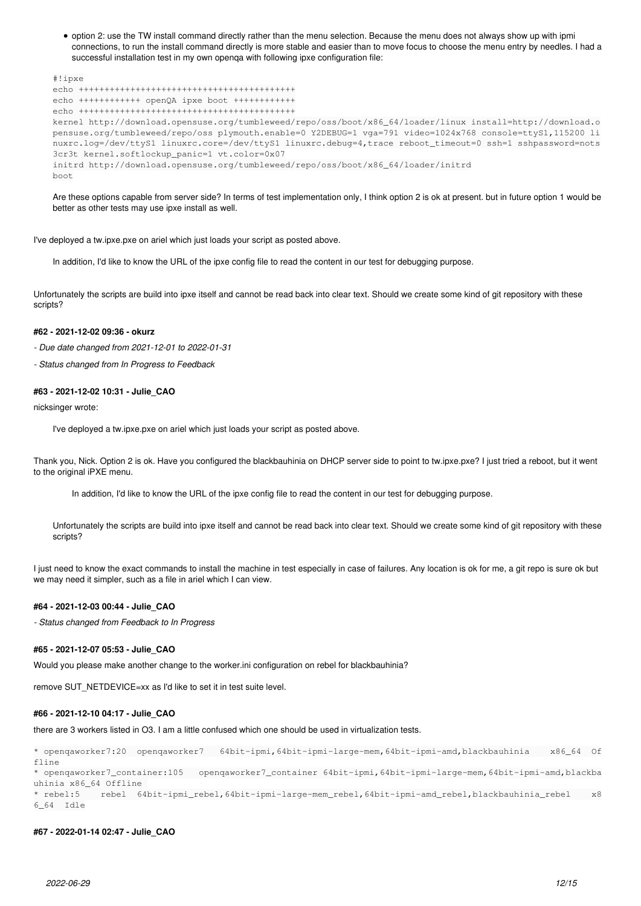> - option 2: use the TW install command directly rather than the menu selection. Because the menu does not always show up with ipmi connections, to run the install command directly is more stable and easier than to move focus to choose the menu entry by needles. I had a successful installation test in my own openqa with following ipxe configuration file:
>
> ```
> #!ipxe
> echo ++++++++++++++++++++++++++++++++++++++++++
> echo ++++++++++++ openQA ipxe boot ++++++++++++
> echo ++++++++++++++++++++++++++++++++++++++++++
> kernel http://download.opensuse.org/tumbleweed/repo/oss/boot/x86_64/loader/linux install=http://download.opensuse.org/tumbleweed/repo/oss plymouth.enable=0 Y2DEBUG=1 vga=791 video=1024x768 console=ttyS1,115200 linuxrc.log=/dev/ttyS1 linuxrc.core=/dev/ttyS1 linuxrc.debug=4,trace reboot_timeout=0 ssh=1 sshpassword=nots3cr3t kernel.softlockup_panic=1 vt.color=0x07
> initrd http://download.opensuse.org/tumbleweed/repo/oss/boot/x86_64/loader/initrd
> boot
> ```
>
> Are these options capable from server side? In terms of test implementation only, I think option 2 is ok at present. but in future option 1 would be better as other tests may use ipxe install as well.

I've deployed a tw.ipxe.pxe on ariel which just loads your script as posted above.

> In addition, I'd like to know the URL of the ipxe config file to read the content in our test for debugging purpose.

Unfortunately the scripts are build into ipxe itself and cannot be read back into clear text. Should we create some kind of git repository with these scripts?

#### #62 - 2021-12-02 09:36 - okurz

- *Due date changed from 2021-12-01 to 2022-01-31*
- *Status changed from In Progress to Feedback*

#### #63 - 2021-12-02 10:31 - Julie_CAO

nicksinger wrote:

> I've deployed a tw.ipxe.pxe on ariel which just loads your script as posted above.

Thank you, Nick. Option 2 is ok. Have you configured the blackbauhinia on DHCP server side to point to tw.ipxe.pxe? I just tried a reboot, but it went to the original iPXE menu.

> > In addition, I'd like to know the URL of the ipxe config file to read the content in our test for debugging purpose.
>
> Unfortunately the scripts are build into ipxe itself and cannot be read back into clear text. Should we create some kind of git repository with these scripts?

I just need to know the exact commands to install the machine in test especially in case of failures. Any location is ok for me, a git repo is sure ok but we may need it simpler, such as a file in ariel which I can view.

#### #64 - 2021-12-03 00:44 - Julie_CAO

- *Status changed from Feedback to In Progress*

#### #65 - 2021-12-07 05:53 - Julie_CAO

Would you please make another change to the worker.ini configuration on rebel for blackbauhinia?

remove SUT_NETDEVICE=xx as I'd like to set it in test suite level.

#### #66 - 2021-12-10 04:17 - Julie_CAO

there are 3 workers listed in O3. I am a little confused which one should be used in virtualization tests.

```
* openqaworker7:20  openqaworker7   64bit-ipmi,64bit-ipmi-large-mem,64bit-ipmi-amd,blackbauhinia    x86_64  Offline
* openqaworker7_container:105   openqaworker7_container 64bit-ipmi,64bit-ipmi-large-mem,64bit-ipmi-amd,blackbauhinia x86_64 Offline
* rebel:5    rebel  64bit-ipmi_rebel,64bit-ipmi-large-mem_rebel,64bit-ipmi-amd_rebel,blackbauhinia_rebel    x86_64  Idle
```

#### #67 - 2022-01-14 02:47 - Julie_CAO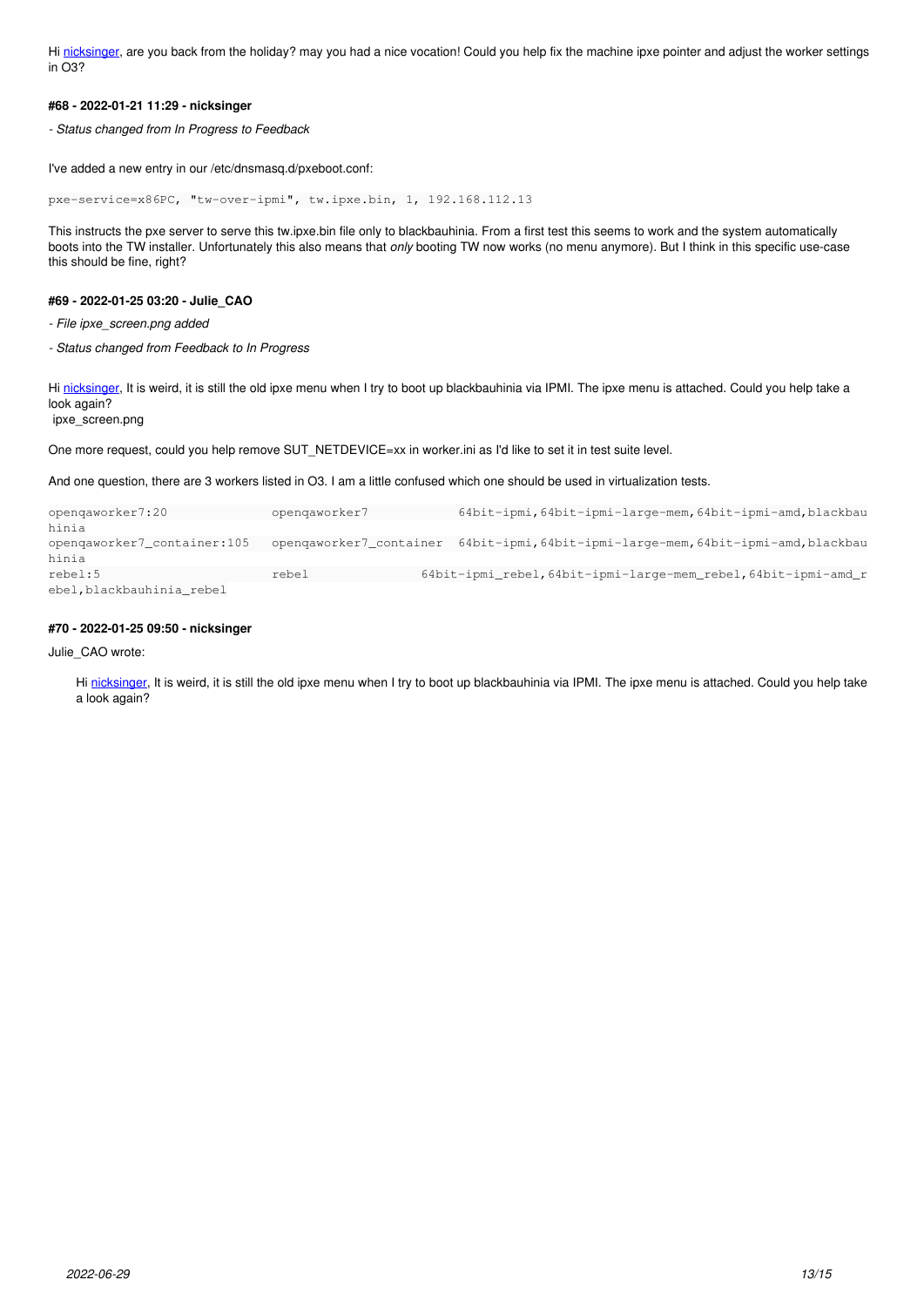Hi nicksinger, are you back from the holiday? may you had a nice vocation! Could you help fix the machine ipxe pointer and adjust the worker settings in O3?

#### #68 - 2022-01-21 11:29 - nicksinger

*- Status changed from In Progress to Feedback*

I've added a new entry in our /etc/dnsmasq.d/pxeboot.conf:

```
pxe-service=x86PC, "tw-over-ipmi", tw.ipxe.bin, 1, 192.168.112.13
```

This instructs the pxe server to serve this tw.ipxe.bin file only to blackbauhinia. From a first test this seems to work and the system automatically boots into the TW installer. Unfortunately this also means that *only* booting TW now works (no menu anymore). But I think in this specific use-case this should be fine, right?

#### #69 - 2022-01-25 03:20 - Julie_CAO

*- File ipxe_screen.png added*

*- Status changed from Feedback to In Progress*

Hi nicksinger, It is weird, it is still the old ipxe menu when I try to boot up blackbauhinia via IPMI. The ipxe menu is attached. Could you help take a look again?
ipxe_screen.png

One more request, could you help remove SUT_NETDEVICE=xx in worker.ini as I'd like to set it in test suite level.

And one question, there are 3 workers listed in O3. I am a little confused which one should be used in virtualization tests.

```
openqaworker7:20            openqaworker7            64bit-ipmi,64bit-ipmi-large-mem,64bit-ipmi-amd,blackbauhinia
openqaworker7_container:105 openqaworker7_container  64bit-ipmi,64bit-ipmi-large-mem,64bit-ipmi-amd,blackbauhinia
rebel:5                     rebel                    64bit-ipmi_rebel,64bit-ipmi-large-mem_rebel,64bit-ipmi-amd_rebel,blackbauhinia_rebel
```

#### #70 - 2022-01-25 09:50 - nicksinger

Julie_CAO wrote:

> Hi nicksinger, It is weird, it is still the old ipxe menu when I try to boot up blackbauhinia via IPMI. The ipxe menu is attached. Could you help take a look again?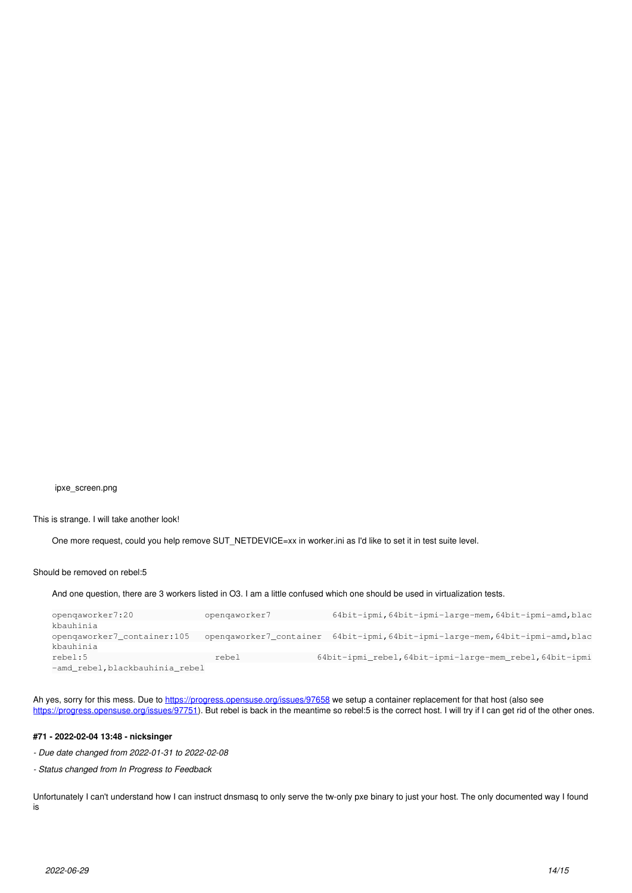ipxe_screen.png

This is strange. I will take another look!

> One more request, could you help remove SUT_NETDEVICE=xx in worker.ini as I'd like to set it in test suite level.

Should be removed on rebel:5

> And one question, there are 3 workers listed in O3. I am a little confused which one should be used in virtualization tests.
>
> ```
> openqaworker7:20             openqaworker7            64bit-ipmi,64bit-ipmi-large-mem,64bit-ipmi-amd,blac
> kbauhinia
> openqaworker7_container:105  openqaworker7_container  64bit-ipmi,64bit-ipmi-large-mem,64bit-ipmi-amd,blac
> kbauhinia
> rebel:5                        rebel                64bit-ipmi_rebel,64bit-ipmi-large-mem_rebel,64bit-ipmi
> -amd_rebel,blackbauhinia_rebel
> ```

Ah yes, sorry for this mess. Due to https://progress.opensuse.org/issues/97658 we setup a container replacement for that host (also see https://progress.opensuse.org/issues/97751). But rebel is back in the meantime so rebel:5 is the correct host. I will try if I can get rid of the other ones.

**#71 - 2022-02-04 13:48 - nicksinger**

*- Due date changed from 2022-01-31 to 2022-02-08*

*- Status changed from In Progress to Feedback*

Unfortunately I can't understand how I can instruct dnsmasq to only serve the tw-only pxe binary to just your host. The only documented way I found is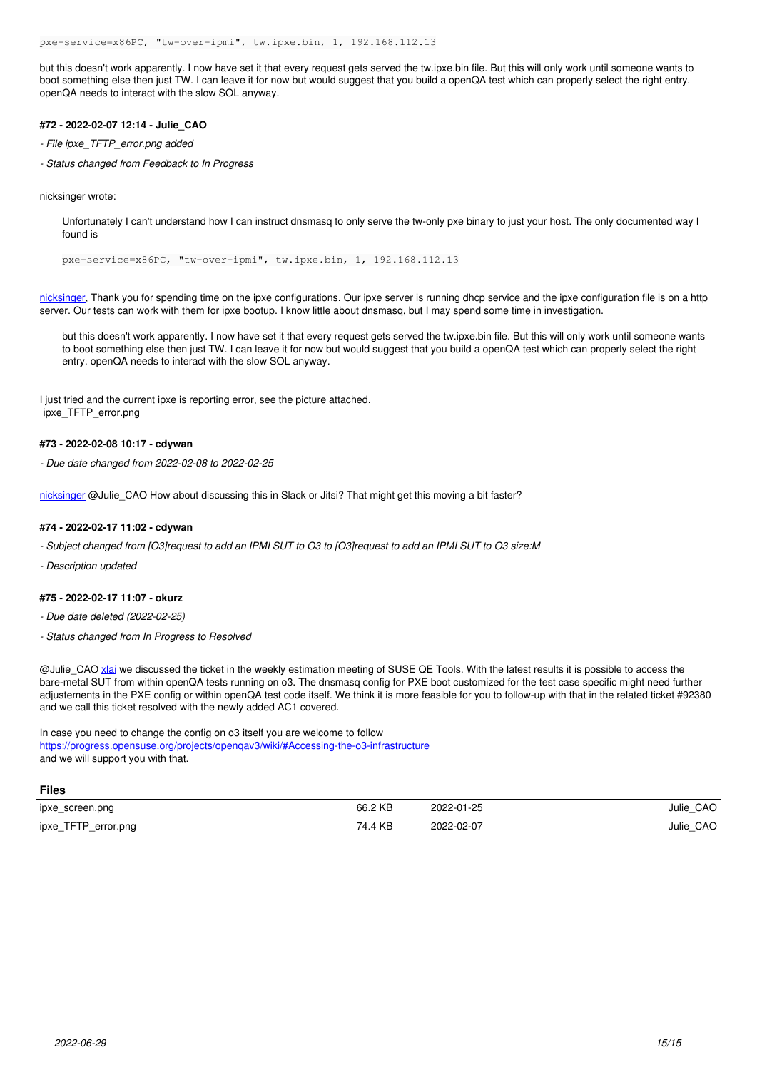```
pxe-service=x86PC, "tw-over-ipmi", tw.ipxe.bin, 1, 192.168.112.13
```

but this doesn't work apparently. I now have set it that every request gets served the tw.ipxe.bin file. But this will only work until someone wants to boot something else then just TW. I can leave it for now but would suggest that you build a openQA test which can properly select the right entry. openQA needs to interact with the slow SOL anyway.

#### #72 - 2022-02-07 12:14 - Julie_CAO

- *File ipxe_TFTP_error.png added*
- *Status changed from Feedback to In Progress*

nicksinger wrote:

> Unfortunately I can't understand how I can instruct dnsmasq to only serve the tw-only pxe binary to just your host. The only documented way I found is
>
> ```
> pxe-service=x86PC, "tw-over-ipmi", tw.ipxe.bin, 1, 192.168.112.13
> ```

nicksinger, Thank you for spending time on the ipxe configurations. Our ipxe server is running dhcp service and the ipxe configuration file is on a http server. Our tests can work with them for ipxe bootup. I know little about dnsmasq, but I may spend some time in investigation.

> but this doesn't work apparently. I now have set it that every request gets served the tw.ipxe.bin file. But this will only work until someone wants to boot something else then just TW. I can leave it for now but would suggest that you build a openQA test which can properly select the right entry. openQA needs to interact with the slow SOL anyway.

I just tried and the current ipxe is reporting error, see the picture attached.
ipxe_TFTP_error.png

#### #73 - 2022-02-08 10:17 - cdywan

- *Due date changed from 2022-02-08 to 2022-02-25*

nicksinger @Julie_CAO How about discussing this in Slack or Jitsi? That might get this moving a bit faster?

#### #74 - 2022-02-17 11:02 - cdywan

- *Subject changed from [O3]request to add an IPMI SUT to O3 to [O3]request to add an IPMI SUT to O3 size:M*
- *Description updated*

#### #75 - 2022-02-17 11:07 - okurz

- *Due date deleted (2022-02-25)*
- *Status changed from In Progress to Resolved*

@Julie_CAO xlai we discussed the ticket in the weekly estimation meeting of SUSE QE Tools. With the latest results it is possible to access the bare-metal SUT from within openQA tests running on o3. The dnsmasq config for PXE boot customized for the test case specific might need further adjustements in the PXE config or within openQA test code itself. We think it is more feasible for you to follow-up with that in the related ticket #92380 and we call this ticket resolved with the newly added AC1 covered.

In case you need to change the config on o3 itself you are welcome to follow https://progress.opensuse.org/projects/openqav3/wiki/#Accessing-the-o3-infrastructure and we will support you with that.

### Files

| | | | |
|---|---|---|---|
| ipxe_screen.png | 66.2 KB | 2022-01-25 | Julie_CAO |
| ipxe_TFTP_error.png | 74.4 KB | 2022-02-07 | Julie_CAO |